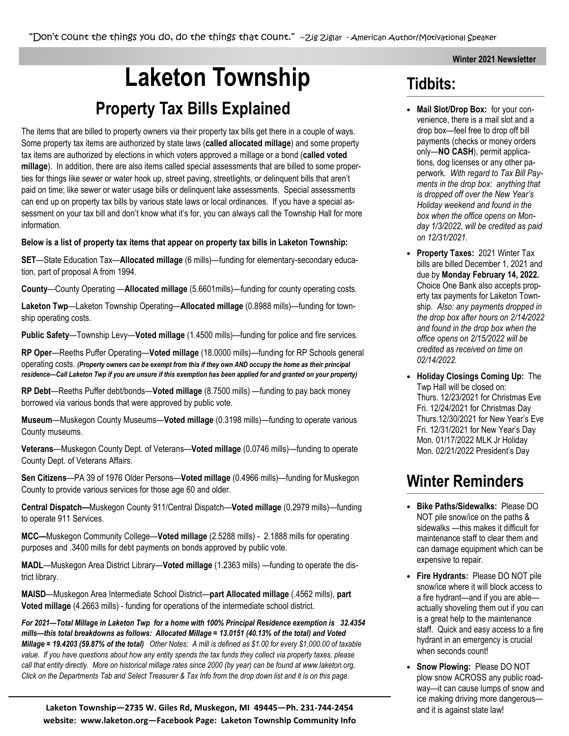"Don't count the things you do, do the things that count." ~Zig Ziglar - American Author/Motivational Speaker

**Winter 2021 Newsletter**

# Laketon Township

## Property Tax Bills Explained

The items that are billed to property owners via their property tax bills get there in a couple of ways. Some property tax items are authorized by state laws (**called allocated millage**) and some property tax items are authorized by elections in which voters approved a millage or a bond (**called voted millage**). In addition, there are also items called special assessments that are billed to some properties for things like sewer or water hook up, street paving, streetlights, or delinquent bills that aren't paid on time; like sewer or water usage bills or delinquent lake assessments. Special assessments can end up on property tax bills by various state laws or local ordinances. If you have a special assessment on your tax bill and don't know what it's for, you can always call the Township Hall for more information.

**Below is a list of property tax items that appear on property tax bills in Laketon Township:**

**SET**—State Education Tax—**Allocated millage** (6 mills)—funding for elementary-secondary education, part of proposal A from 1994.

**County**—County Operating —**Allocated millage** (5.6601mills)—funding for county operating costs.

**Laketon Twp**—Laketon Township Operating—**Allocated millage** (0.8988 mills)—funding for township operating costs.

**Public Safety**—Township Levy—**Voted millage** (1.4500 mills)—funding for police and fire services.

**RP Oper**—Reeths Puffer Operating—**Voted millage** (18.0000 mills)—funding for RP Schools general operating costs. ***(Property owners can be exempt from this if they own AND occupy the home as their principal residence—Call Laketon Twp if you are unsure if this exemption has been applied for and granted on your property)***

**RP Debt**—Reeths Puffer debt/bonds—**Voted millage** (8.7500 mills) —funding to pay back money borrowed via various bonds that were approved by public vote.

**Museum**—Muskegon County Museums—**Voted millage** (0.3198 mills)—funding to operate various County museums.

**Veterans**—Muskegon County Dept. of Veterans—**Voted millage** (0.0746 mills)—funding to operate County Dept. of Veterans Affairs.

**Sen Citizens**—PA 39 of 1976 Older Persons—**Voted millage** (0.4966 mills)—funding for Muskegon County to provide various services for those age 60 and older.

**Central Dispatch—**Muskegon County 911/Central Dispatch—**Voted millage** (0.2979 mills)—funding to operate 911 Services.

**MCC—**Muskegon Community College—**Voted millage** (2.5288 mills) - 2.1888 mills for operating purposes and .3400 mills for debt payments on bonds approved by public vote.

**MADL**—Muskegon Area District Library—**Voted millage** (1.2363 mills) —funding to operate the district library.

**MAISD**—Muskegon Area Intermediate School District—**part Allocated millage** (.4562 mills), **part Voted millage** (4.2663 mills) - funding for operations of the intermediate school district.

***For 2021—Total Millage in Laketon Twp for a home with 100% Principal Residence exemption is 32.4354 mills—this total breakdowns as follows: Allocated Millage = 13.0151 (40.13% of the total) and Voted Millage = 19.4203 (59.87% of the total)*** *Other Notes: A mill is defined as $1.00 for every $1,000.00 of taxable value. If you have questions about how any entity spends the tax funds they collect via property taxes, please call that entity directly. More on historical millage rates since 2000 (by year) can be found at www.laketon.org, Click on the Departments Tab and Select Treasurer & Tax Info from the drop down list and it is on this page.*

**Laketon Township—2735 W. Giles Rd, Muskegon, MI 49445—Ph. 231-744-2454**
**website: www.laketon.org—Facebook Page: Laketon Township Community Info**

## Tidbits:

- **Mail Slot/Drop Box:** for your convenience, there is a mail slot and a drop box—feel free to drop off bill payments (checks or money orders only—**NO CASH**), permit applications, dog licenses or any other paperwork. *With regard to Tax Bill Payments in the drop box: anything that is dropped off over the New Year's Holiday weekend and found in the box when the office opens on Monday 1/3/2022, will be credited as paid on 12/31/2021.*
- **Property Taxes:** 2021 Winter Tax bills are billed December 1, 2021 and due by **Monday February 14, 2022.** Choice One Bank also accepts property tax payments for Laketon Township. *Also: any payments dropped in the drop box after hours on 2/14/2022 and found in the drop box when the office opens on 2/15/2022 will be credited as received on time on 02/14/2022.*
- **Holiday Closings Coming Up:** The Twp Hall will be closed on:
  Thurs. 12/23/2021 for Christmas Eve
  Fri. 12/24/2021 for Christmas Day
  Thurs.12/30/2021 for New Year's Eve
  Fri. 12/31/2021 for New Year's Day
  Mon. 01/17/2022 MLK Jr Holiday
  Mon. 02/21/2022 President's Day

## Winter Reminders

- **Bike Paths/Sidewalks:** Please DO NOT pile snow/ice on the paths & sidewalks —this makes it difficult for maintenance staff to clear them and can damage equipment which can be expensive to repair.
- **Fire Hydrants:** Please DO NOT pile snow/ice where it will block access to a fire hydrant—and if you are able—actually shoveling them out if you can is a great help to the maintenance staff. Quick and easy access to a fire hydrant in an emergency is crucial when seconds count!
- **Snow Plowing:** Please DO NOT plow snow ACROSS any public roadway—it can cause lumps of snow and ice making driving more dangerous—and it is against state law!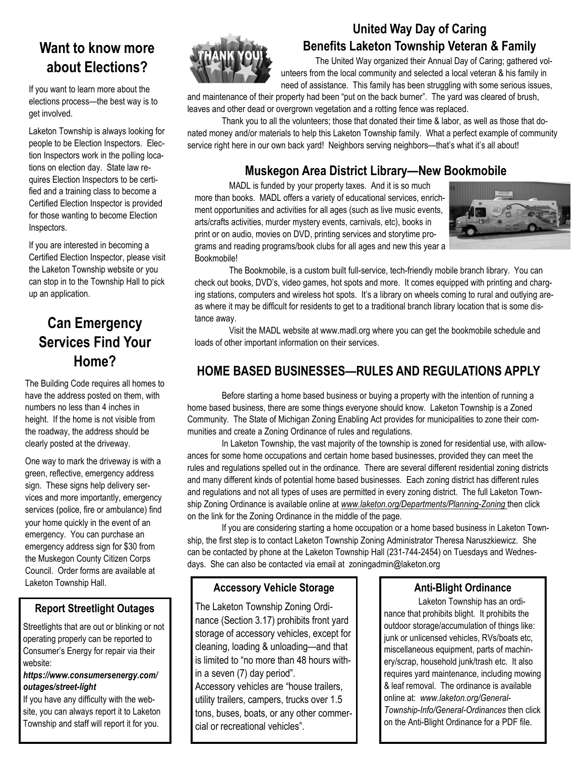## Want to know more about Elections?

If you want to learn more about the elections process—the best way is to get involved.

Laketon Township is always looking for people to be Election Inspectors. Election Inspectors work in the polling locations on election day. State law requires Election Inspectors to be certified and a training class to become a Certified Election Inspector is provided for those wanting to become Election Inspectors.

If you are interested in becoming a Certified Election Inspector, please visit the Laketon Township website or you can stop in to the Township Hall to pick up an application.

## Can Emergency Services Find Your Home?

The Building Code requires all homes to have the address posted on them, with numbers no less than 4 inches in height. If the home is not visible from the roadway, the address should be clearly posted at the driveway.

One way to mark the driveway is with a green, reflective, emergency address sign. These signs help delivery services and more importantly, emergency services (police, fire or ambulance) find your home quickly in the event of an emergency. You can purchase an emergency address sign for $30 from the Muskegon County Citizen Corps Council. Order forms are available at Laketon Township Hall.

### Report Streetlight Outages

Streetlights that are out or blinking or not operating properly can be reported to Consumer's Energy for repair via their website:

***https://www.consumersenergy.com/outages/street-light***

If you have any difficulty with the website, you can always report it to Laketon Township and staff will report it for you.

## United Way Day of Caring Benefits Laketon Township Veteran & Family

The United Way organized their Annual Day of Caring; gathered volunteers from the local community and selected a local veteran & his family in need of assistance. This family has been struggling with some serious issues, and maintenance of their property had been "put on the back burner". The yard was cleared of brush, leaves and other dead or overgrown vegetation and a rotting fence was replaced.

Thank you to all the volunteers; those that donated their time & labor, as well as those that donated money and/or materials to help this Laketon Township family. What a perfect example of community service right here in our own back yard! Neighbors serving neighbors—that's what it's all about!

## Muskegon Area District Library—New Bookmobile

MADL is funded by your property taxes. And it is so much more than books. MADL offers a variety of educational services, enrichment opportunities and activities for all ages (such as live music events, arts/crafts activities, murder mystery events, carnivals, etc), books in print or on audio, movies on DVD, printing services and storytime programs and reading programs/book clubs for all ages and new this year a Bookmobile!

The Bookmobile, is a custom built full-service, tech-friendly mobile branch library. You can check out books, DVD's, video games, hot spots and more. It comes equipped with printing and charging stations, computers and wireless hot spots. It's a library on wheels coming to rural and outlying areas where it may be difficult for residents to get to a traditional branch library location that is some distance away.

Visit the MADL website at www.madl.org where you can get the bookmobile schedule and loads of other important information on their services.

## HOME BASED BUSINESSES—RULES AND REGULATIONS APPLY

Before starting a home based business or buying a property with the intention of running a home based business, there are some things everyone should know. Laketon Township is a Zoned Community. The State of Michigan Zoning Enabling Act provides for municipalities to zone their communities and create a Zoning Ordinance of rules and regulations.

In Laketon Township, the vast majority of the township is zoned for residential use, with allowances for some home occupations and certain home based businesses, provided they can meet the rules and regulations spelled out in the ordinance. There are several different residential zoning districts and many different kinds of potential home based businesses. Each zoning district has different rules and regulations and not all types of uses are permitted in every zoning district. The full Laketon Township Zoning Ordinance is available online at *www.laketon.org/Departments/Planning-Zoning* then click on the link for the Zoning Ordinance in the middle of the page.

If you are considering starting a home occupation or a home based business in Laketon Township, the first step is to contact Laketon Township Zoning Administrator Theresa Naruszkiewicz. She can be contacted by phone at the Laketon Township Hall (231-744-2454) on Tuesdays and Wednesdays. She can also be contacted via email at zoningadmin@laketon.org

### Accessory Vehicle Storage

The Laketon Township Zoning Ordinance (Section 3.17) prohibits front yard storage of accessory vehicles, except for cleaning, loading & unloading—and that is limited to "no more than 48 hours within a seven (7) day period".

Accessory vehicles are "house trailers, utility trailers, campers, trucks over 1.5 tons, buses, boats, or any other commercial or recreational vehicles".

### Anti-Blight Ordinance

Laketon Township has an ordinance that prohibits blight. It prohibits the outdoor storage/accumulation of things like: junk or unlicensed vehicles, RVs/boats etc, miscellaneous equipment, parts of machinery/scrap, household junk/trash etc. It also requires yard maintenance, including mowing & leaf removal. The ordinance is available online at: *www.laketon.org/General-Township-Info/General-Ordinances* then click on the Anti-Blight Ordinance for a PDF file.